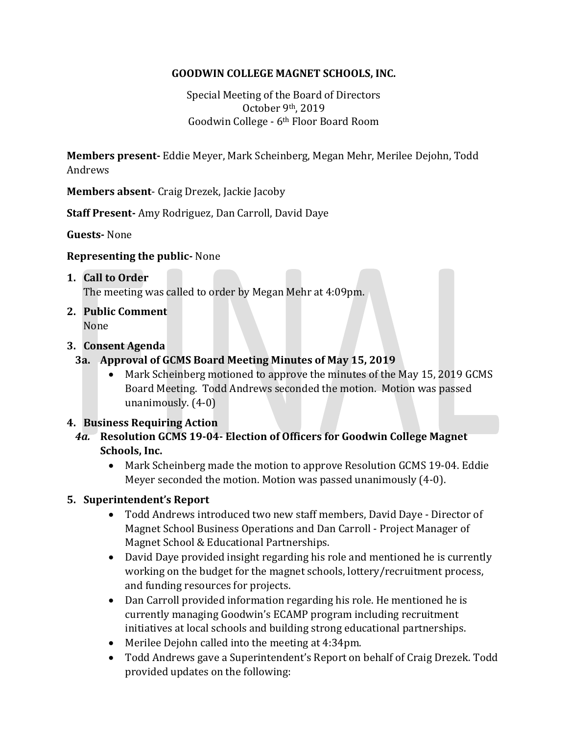**GOODWIN COLLEGE MAGNET SCHOOLS, INC.**

Special Meeting of the Board of Directors
October 9th, 2019
Goodwin College - 6th Floor Board Room

**Members present-** Eddie Meyer, Mark Scheinberg, Megan Mehr, Merilee Dejohn, Todd Andrews

**Members absent**- Craig Drezek, Jackie Jacoby

**Staff Present-** Amy Rodriguez, Dan Carroll, David Daye

**Guests-** None

**Representing the public-** None

1. **Call to Order**
   The meeting was called to order by Megan Mehr at 4:09pm.

2. **Public Comment**
   None

3. **Consent Agenda**

   **3a. Approval of GCMS Board Meeting Minutes of May 15, 2019**

   - Mark Scheinberg motioned to approve the minutes of the May 15, 2019 GCMS Board Meeting. Todd Andrews seconded the motion. Motion was passed unanimously. (4-0)

4. **Business Requiring Action**

   ***4a.*** **Resolution GCMS 19-04- Election of Officers for Goodwin College Magnet Schools, Inc.**

   - Mark Scheinberg made the motion to approve Resolution GCMS 19-04. Eddie Meyer seconded the motion. Motion was passed unanimously (4-0).

5. **Superintendent's Report**
   - Todd Andrews introduced two new staff members, David Daye - Director of Magnet School Business Operations and Dan Carroll - Project Manager of Magnet School & Educational Partnerships.
   - David Daye provided insight regarding his role and mentioned he is currently working on the budget for the magnet schools, lottery/recruitment process, and funding resources for projects.
   - Dan Carroll provided information regarding his role. He mentioned he is currently managing Goodwin's ECAMP program including recruitment initiatives at local schools and building strong educational partnerships.
   - Merilee Dejohn called into the meeting at 4:34pm.
   - Todd Andrews gave a Superintendent's Report on behalf of Craig Drezek. Todd provided updates on the following: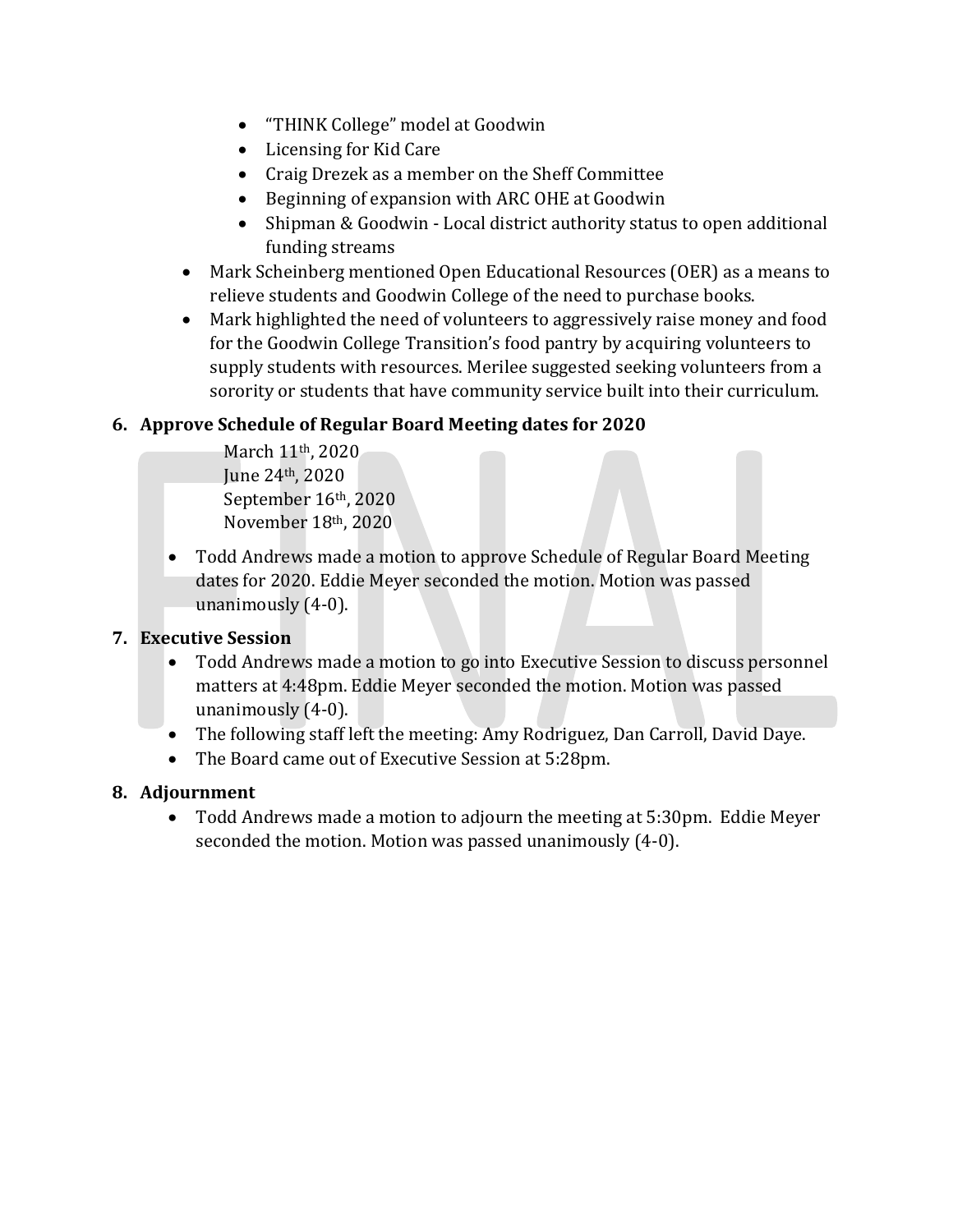- "THINK College" model at Goodwin
  - Licensing for Kid Care
  - Craig Drezek as a member on the Sheff Committee
  - Beginning of expansion with ARC OHE at Goodwin
  - Shipman & Goodwin - Local district authority status to open additional funding streams
- Mark Scheinberg mentioned Open Educational Resources (OER) as a means to relieve students and Goodwin College of the need to purchase books.
- Mark highlighted the need of volunteers to aggressively raise money and food for the Goodwin College Transition's food pantry by acquiring volunteers to supply students with resources. Merilee suggested seeking volunteers from a sorority or students that have community service built into their curriculum.

**6. Approve Schedule of Regular Board Meeting dates for 2020**

March 11th, 2020
June 24th, 2020
September 16th, 2020
November 18th, 2020

- Todd Andrews made a motion to approve Schedule of Regular Board Meeting dates for 2020. Eddie Meyer seconded the motion. Motion was passed unanimously (4-0).

**7. Executive Session**

- Todd Andrews made a motion to go into Executive Session to discuss personnel matters at 4:48pm. Eddie Meyer seconded the motion. Motion was passed unanimously (4-0).
- The following staff left the meeting: Amy Rodriguez, Dan Carroll, David Daye.
- The Board came out of Executive Session at 5:28pm.

**8. Adjournment**

- Todd Andrews made a motion to adjourn the meeting at 5:30pm. Eddie Meyer seconded the motion. Motion was passed unanimously (4-0).